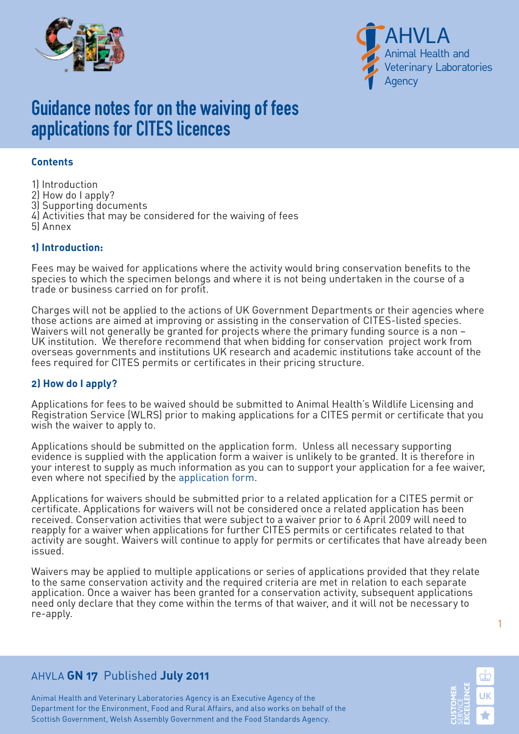AHVLA
Animal Health and Veterinary Laboratories Agency

# Guidance notes for on the waiving of fees applications for CITES licences

### Contents

1) Introduction
2) How do I apply?
3) Supporting documents
4) Activities that may be considered for the waiving of fees
5) Annex

### 1) Introduction:

Fees may be waived for applications where the activity would bring conservation benefits to the species to which the specimen belongs and where it is not being undertaken in the course of a trade or business carried on for profit.

Charges will not be applied to the actions of UK Government Departments or their agencies where those actions are aimed at improving or assisting in the conservation of CITES-listed species. Waivers will not generally be granted for projects where the primary funding source is a non – UK institution. We therefore recommend that when bidding for conservation project work from overseas governments and institutions UK research and academic institutions take account of the fees required for CITES permits or certificates in their pricing structure.

### 2) How do I apply?

Applications for fees to be waived should be submitted to Animal Health's Wildlife Licensing and Registration Service (WLRS) prior to making applications for a CITES permit or certificate that you wish the waiver to apply to.

Applications should be submitted on the application form. Unless all necessary supporting evidence is supplied with the application form a waiver is unlikely to be granted. It is therefore in your interest to supply as much information as you can to support your application for a fee waiver, even where not specified by the application form.

Applications for waivers should be submitted prior to a related application for a CITES permit or certificate. Applications for waivers will not be considered once a related application has been received. Conservation activities that were subject to a waiver prior to 6 April 2009 will need to reapply for a waiver when applications for further CITES permits or certificates related to that activity are sought. Waivers will continue to apply for permits or certificates that have already been issued.

Waivers may be applied to multiple applications or series of applications provided that they relate to the same conservation activity and the required criteria are met in relation to each separate application. Once a waiver has been granted for a conservation activity, subsequent applications need only declare that they come within the terms of that waiver, and it will not be necessary to re-apply.

AHVLA **GN 17** Published **July 2011**

Animal Health and Veterinary Laboratories Agency is an Executive Agency of the Department for the Environment, Food and Rural Affairs, and also works on behalf of the Scottish Government, Welsh Assembly Government and the Food Standards Agency.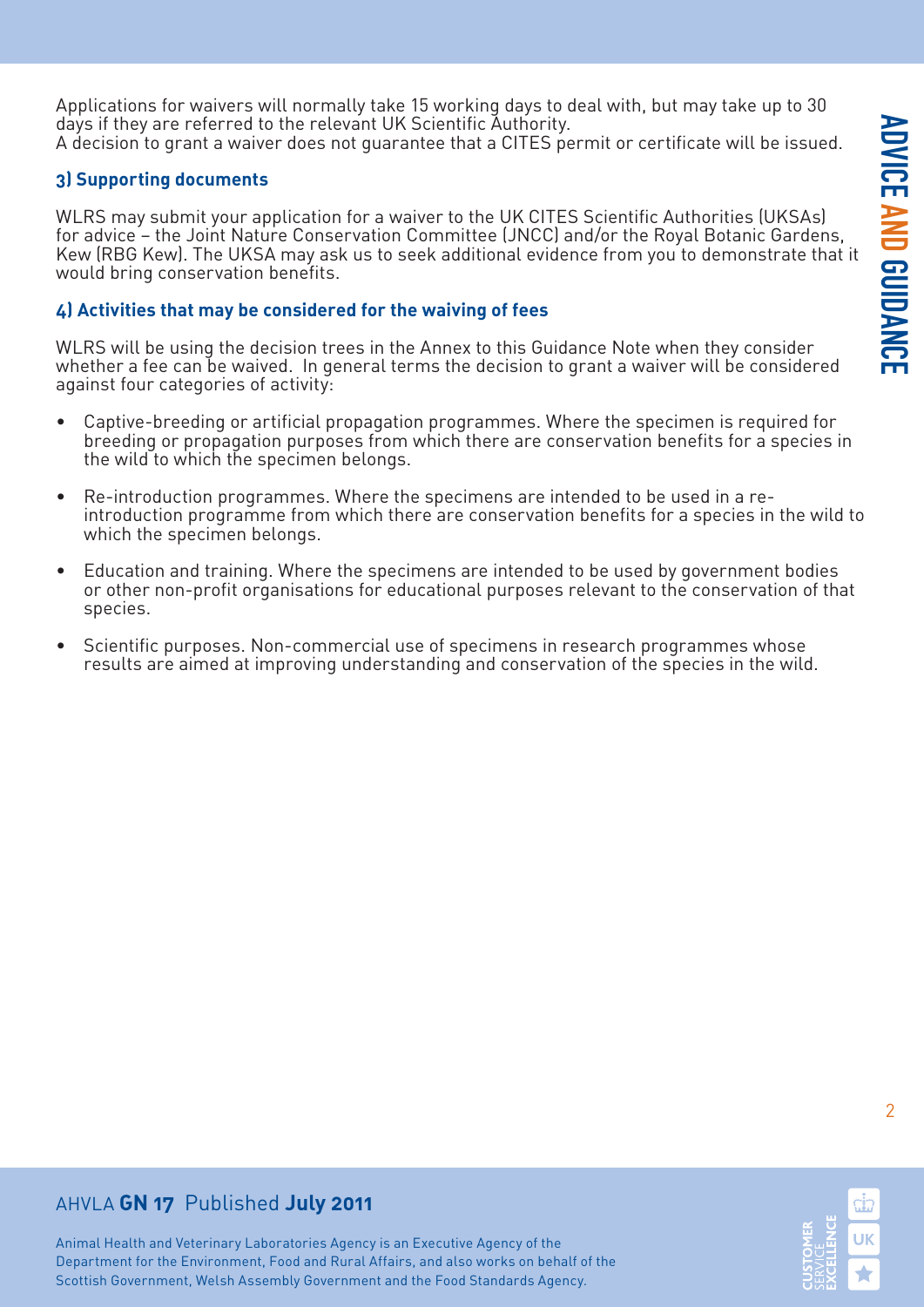Applications for waivers will normally take 15 working days to deal with, but may take up to 30 days if they are referred to the relevant UK Scientific Authority.
A decision to grant a waiver does not guarantee that a CITES permit or certificate will be issued.

### 3) Supporting documents

WLRS may submit your application for a waiver to the UK CITES Scientific Authorities (UKSAs) for advice – the Joint Nature Conservation Committee (JNCC) and/or the Royal Botanic Gardens, Kew (RBG Kew). The UKSA may ask us to seek additional evidence from you to demonstrate that it would bring conservation benefits.

### 4) Activities that may be considered for the waiving of fees

WLRS will be using the decision trees in the Annex to this Guidance Note when they consider whether a fee can be waived. In general terms the decision to grant a waiver will be considered against four categories of activity:

- Captive-breeding or artificial propagation programmes. Where the specimen is required for breeding or propagation purposes from which there are conservation benefits for a species in the wild to which the specimen belongs.
- Re-introduction programmes. Where the specimens are intended to be used in a re-introduction programme from which there are conservation benefits for a species in the wild to which the specimen belongs.
- Education and training. Where the specimens are intended to be used by government bodies or other non-profit organisations for educational purposes relevant to the conservation of that species.
- Scientific purposes. Non-commercial use of specimens in research programmes whose results are aimed at improving understanding and conservation of the species in the wild.